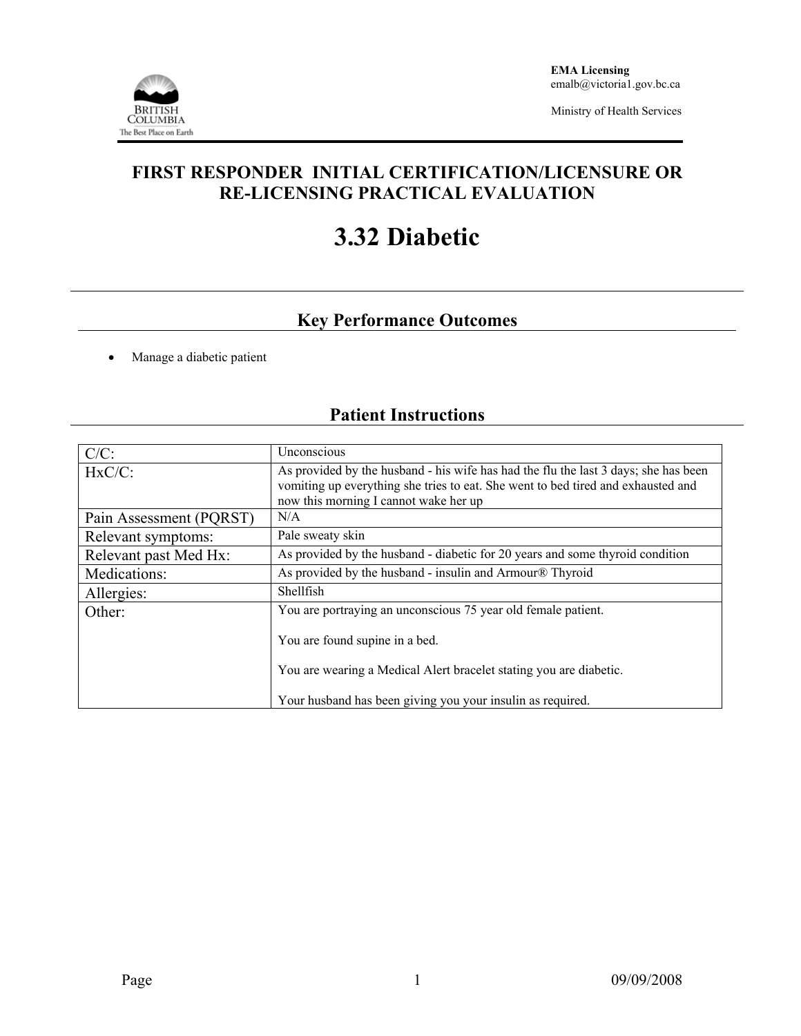EMA Licensing
emalb@victoria1.gov.bc.ca

Ministry of Health Services

# FIRST RESPONDER INITIAL CERTIFICATION/LICENSURE OR RE-LICENSING PRACTICAL EVALUATION

# 3.32 Diabetic

## Key Performance Outcomes

- Manage a diabetic patient

## Patient Instructions

| C/C: | Unconscious |
|---|---|
| HxC/C: | As provided by the husband - his wife has had the flu the last 3 days; she has been vomiting up everything she tries to eat. She went to bed tired and exhausted and now this morning I cannot wake her up |
| Pain Assessment (PQRST) | N/A |
| Relevant symptoms: | Pale sweaty skin |
| Relevant past Med Hx: | As provided by the husband - diabetic for 20 years and some thyroid condition |
| Medications: | As provided by the husband - insulin and Armour® Thyroid |
| Allergies: | Shellfish |
| Other: | You are portraying an unconscious 75 year old female patient.<br><br>You are found supine in a bed.<br><br>You are wearing a Medical Alert bracelet stating you are diabetic.<br><br>Your husband has been giving you your insulin as required. |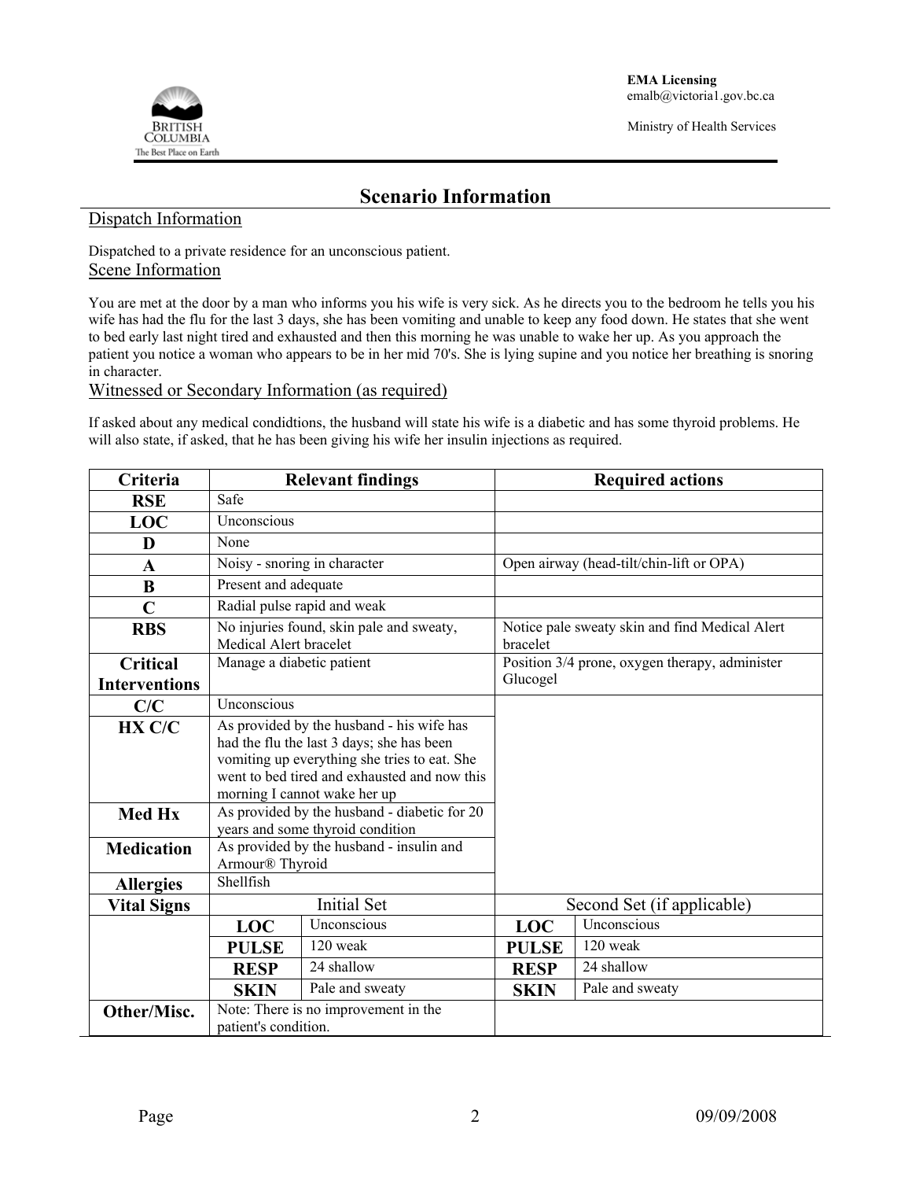# Scenario Information

## Dispatch Information

Dispatched to a private residence for an unconscious patient.

## Scene Information

You are met at the door by a man who informs you his wife is very sick. As he directs you to the bedroom he tells you his wife has had the flu for the last 3 days, she has been vomiting and unable to keep any food down. He states that she went to bed early last night tired and exhausted and then this morning he was unable to wake her up. As you approach the patient you notice a woman who appears to be in her mid 70's. She is lying supine and you notice her breathing is snoring in character.

## Witnessed or Secondary Information (as required)

If asked about any medical condidtions, the husband will state his wife is a diabetic and has some thyroid problems. He will also state, if asked, that he has been giving his wife her insulin injections as required.

| Criteria | Relevant findings | | Required actions | |
|---|---|---|---|---|
| **RSE** | Safe | | | |
| **LOC** | Unconscious | | | |
| **D** | None | | | |
| **A** | Noisy - snoring in character | | Open airway (head-tilt/chin-lift or OPA) | |
| **B** | Present and adequate | | | |
| **C** | Radial pulse rapid and weak | | | |
| **RBS** | No injuries found, skin pale and sweaty, Medical Alert bracelet | | Notice pale sweaty skin and find Medical Alert bracelet | |
| **Critical Interventions** | Manage a diabetic patient | | Position 3/4 prone, oxygen therapy, administer Glucogel | |
| **C/C** | Unconscious | | | |
| **HX C/C** | As provided by the husband - his wife has had the flu the last 3 days; she has been vomiting up everything she tries to eat. She went to bed tired and exhausted and now this morning I cannot wake her up | | | |
| **Med Hx** | As provided by the husband - diabetic for 20 years and some thyroid condition | | | |
| **Medication** | As provided by the husband - insulin and Armour® Thyroid | | | |
| **Allergies** | Shellfish | | | |
| **Vital Signs** | Initial Set | | Second Set (if applicable) | |
| | **LOC** | Unconscious | **LOC** | Unconscious |
| | **PULSE** | 120 weak | **PULSE** | 120 weak |
| | **RESP** | 24 shallow | **RESP** | 24 shallow |
| | **SKIN** | Pale and sweaty | **SKIN** | Pale and sweaty |
| **Other/Misc.** | Note: There is no improvement in the patient's condition. | | | |